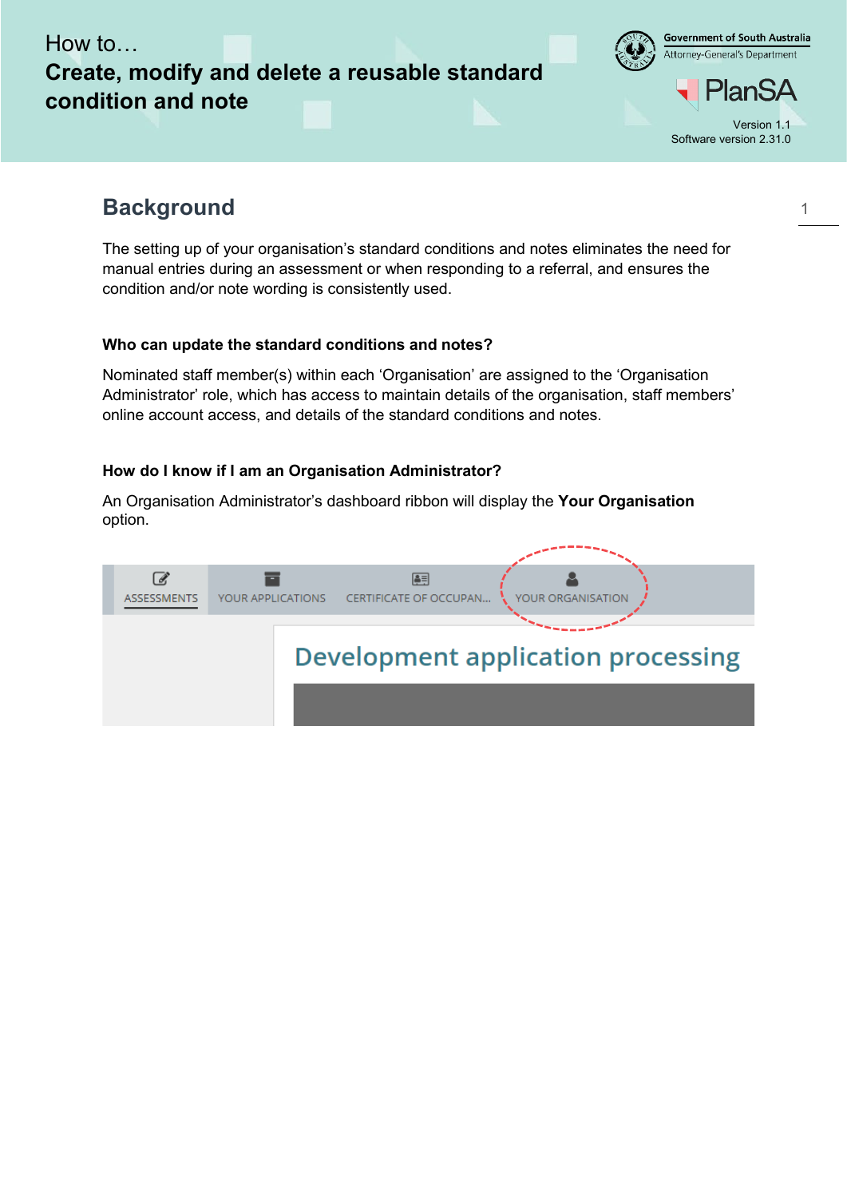How to…

# Create, modify and delete a reusable standard condition and note

Government of South Australia
Attorney-General's Department

PlanSA

Version 1.1
Software version 2.31.0

## Background

The setting up of your organisation's standard conditions and notes eliminates the need for manual entries during an assessment or when responding to a referral, and ensures the condition and/or note wording is consistently used.

### Who can update the standard conditions and notes?

Nominated staff member(s) within each 'Organisation' are assigned to the 'Organisation Administrator' role, which has access to maintain details of the organisation, staff members' online account access, and details of the standard conditions and notes.

### How do I know if I am an Organisation Administrator?

An Organisation Administrator's dashboard ribbon will display the **Your Organisation** option.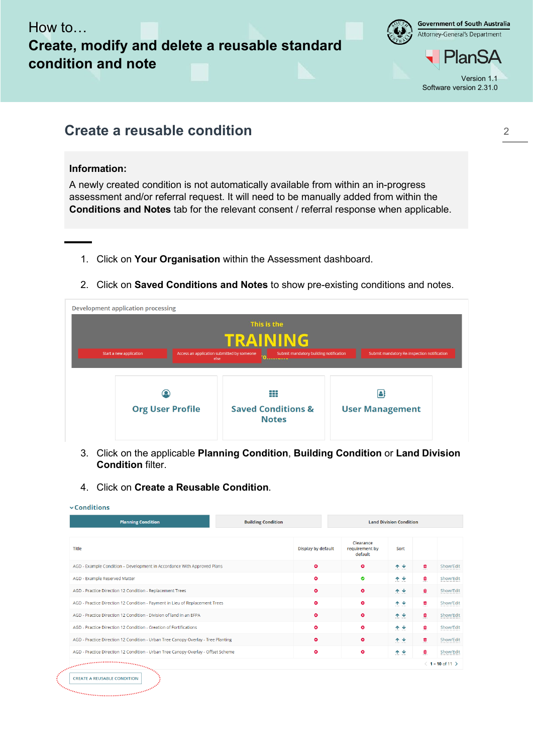## Create a reusable condition

**Information:**

A newly created condition is not automatically available from within an in-progress assessment and/or referral request. It will need to be manually added from within the **Conditions and Notes** tab for the relevant consent / referral response when applicable.

1. Click on **Your Organisation** within the Assessment dashboard.
2. Click on **Saved Conditions and Notes** to show pre-existing conditions and notes.
3. Click on the applicable **Planning Condition**, **Building Condition** or **Land Division Condition** filter.
4. Click on **Create a Reusable Condition**.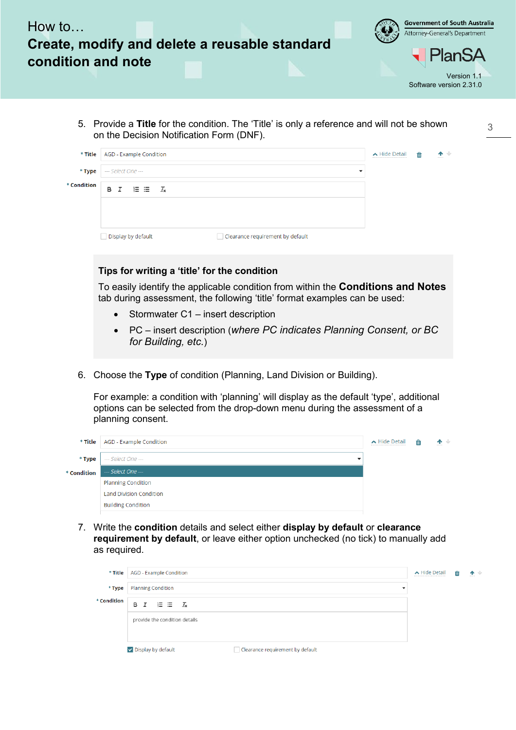5. Provide a **Title** for the condition. The ‘Title’ is only a reference and will not be shown on the Decision Notification Form (DNF).

\* Title AGD - Example Condition

\* Type --- Select One ---

\* Condition

Display by default    Clearance requirement by default

**Tips for writing a ‘title’ for the condition**

To easily identify the applicable condition from within the **Conditions and Notes** tab during assessment, the following ‘title’ format examples can be used:

- Stormwater C1 – insert description
- PC – insert description (*where PC indicates Planning Consent, or BC for Building, etc.*)

6. Choose the **Type** of condition (Planning, Land Division or Building).

   For example: a condition with ‘planning’ will display as the default ‘type’, additional options can be selected from the drop-down menu during the assessment of a planning consent.

\* Title AGD - Example Condition

\* Type --- Select One ---

\* Condition

--- Select One ---
Planning Condition
Land Division Condition
Building Condition

7. Write the **condition** details and select either **display by default** or **clearance requirement by default**, or leave either option unchecked (no tick) to manually add as required.

\* Title AGD - Example Condition

\* Type Planning Condition

\* Condition provide the condition details

☑ Display by default    ☐ Clearance requirement by default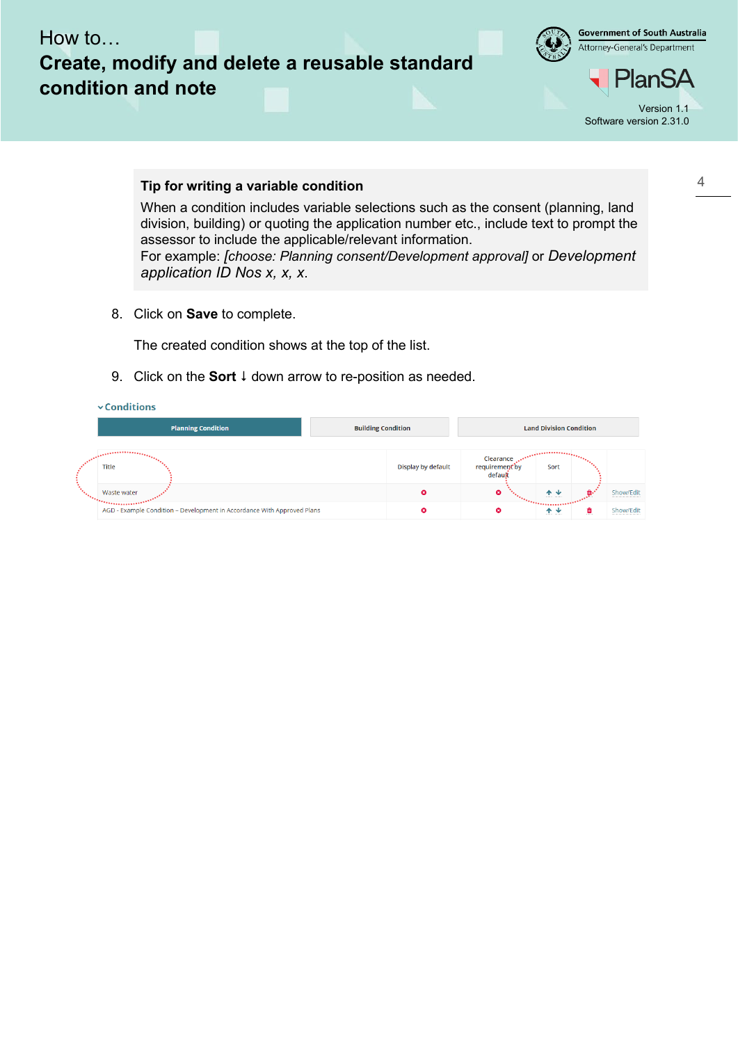**Tip for writing a variable condition**

When a condition includes variable selections such as the consent (planning, land division, building) or quoting the application number etc., include text to prompt the assessor to include the applicable/relevant information.
For example: *[choose: Planning consent/Development approval]* or *Development application ID Nos x, x, x*.

8. Click on **Save** to complete.

   The created condition shows at the top of the list.

9. Click on the **Sort** ↓ down arrow to re-position as needed.

**Conditions**

| Planning Condition | Building Condition | Land Division Condition |
|---|---|---|

| Title | Display by default | Clearance requirement by default | Sort | | |
|---|---|---|---|---|---|
| Waste water | ⊗ | ⊗ | ↑ ↓ | 🗑 | Show/Edit |
| AGD - Example Condition – Development In Accordance With Approved Plans | ⊗ | ⊗ | ↑ ↓ | 🗑 | Show/Edit |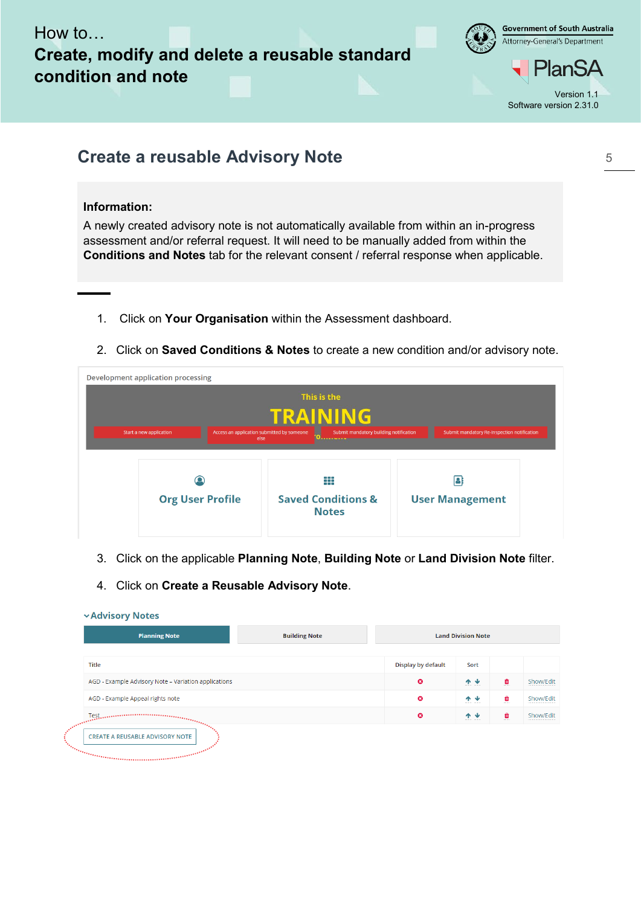## Create a reusable Advisory Note

**Information:**

A newly created advisory note is not automatically available from within an in-progress assessment and/or referral request. It will need to be manually added from within the **Conditions and Notes** tab for the relevant consent / referral response when applicable.

1. Click on **Your Organisation** within the Assessment dashboard.
2. Click on **Saved Conditions & Notes** to create a new condition and/or advisory note.

3. Click on the applicable **Planning Note**, **Building Note** or **Land Division Note** filter.
4. Click on **Create a Reusable Advisory Note**.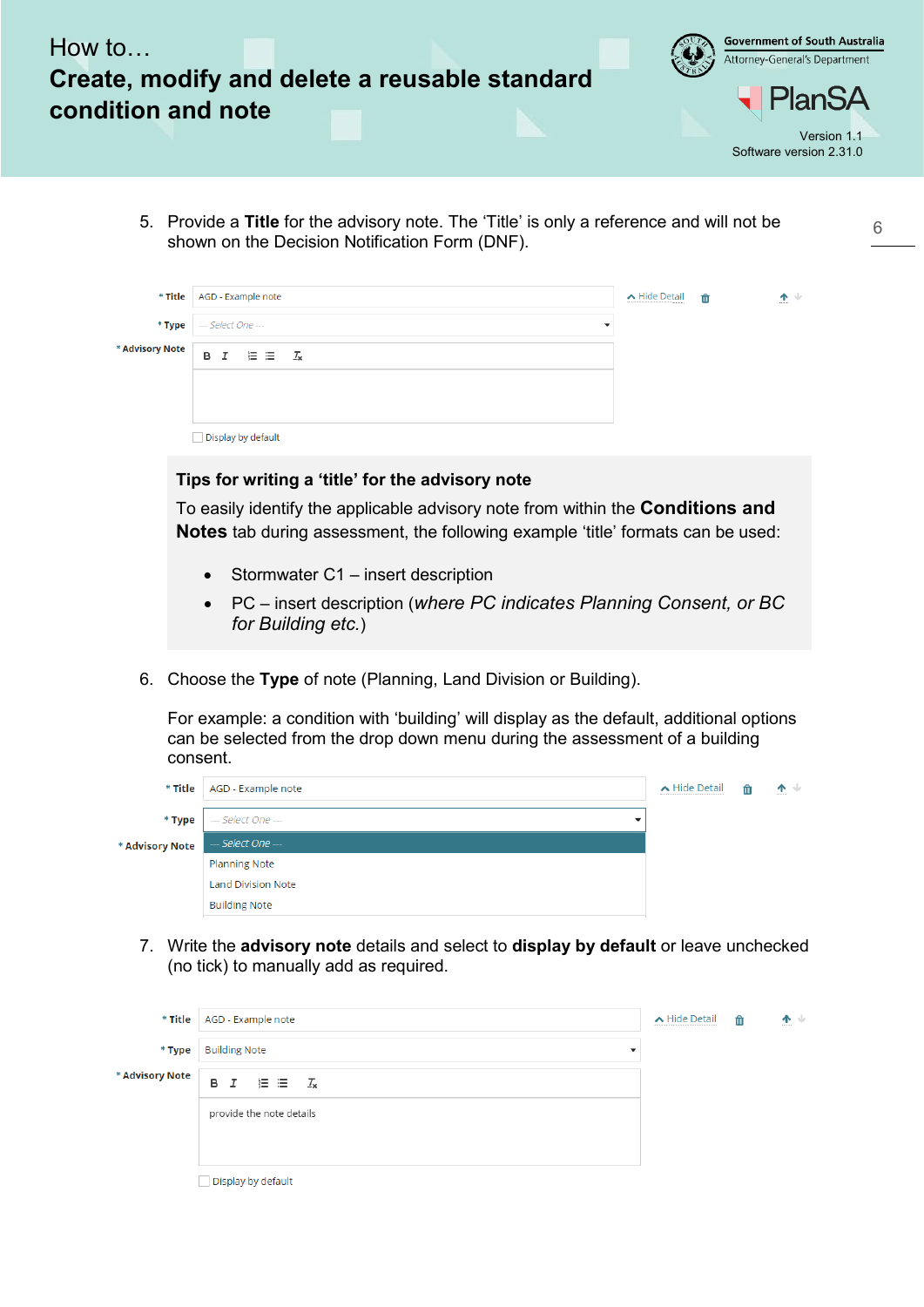5. Provide a **Title** for the advisory note. The 'Title' is only a reference and will not be shown on the Decision Notification Form (DNF).

\* Title AGD - Example note

\* Type --- Select One ---

\* Advisory Note

Display by default

### Tips for writing a 'title' for the advisory note

To easily identify the applicable advisory note from within the **Conditions and Notes** tab during assessment, the following example 'title' formats can be used:

- Stormwater C1 – insert description
- PC – insert description (*where PC indicates Planning Consent, or BC for Building etc.*)

6. Choose the **Type** of note (Planning, Land Division or Building).

   For example: a condition with 'building' will display as the default, additional options can be selected from the drop down menu during the assessment of a building consent.

\* Title AGD - Example note

\* Type --- Select One ---

\* Advisory Note

--- Select One ---
Planning Note
Land Division Note
Building Note

7. Write the **advisory note** details and select to **display by default** or leave unchecked (no tick) to manually add as required.

\* Title AGD - Example note

\* Type Building Note

\* Advisory Note provide the note details

Display by default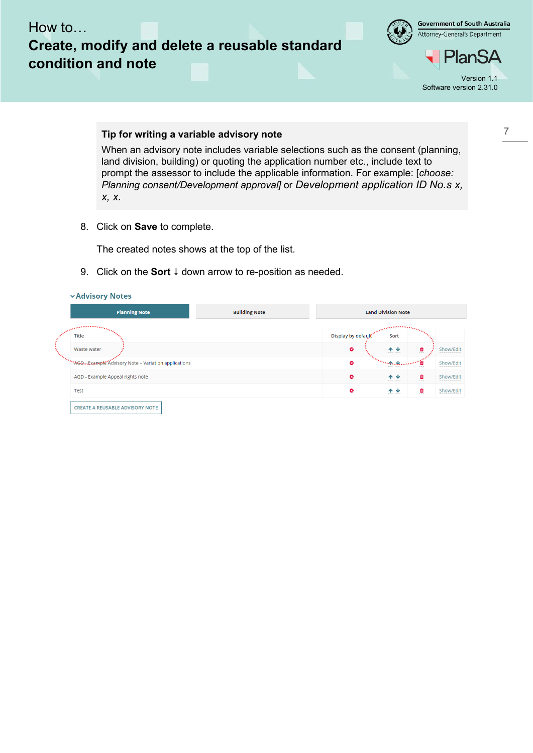**Tip for writing a variable advisory note**

When an advisory note includes variable selections such as the consent (planning, land division, building) or quoting the application number etc., include text to prompt the assessor to include the applicable information. For example: [*choose: Planning consent/Development approval]* or *Development application ID No.s x, x, x.*

8. Click on **Save** to complete.

   The created notes shows at the top of the list.

9. Click on the **Sort** ↓ down arrow to re-position as needed.

**Advisory Notes**

| Planning Note | Building Note | Land Division Note |
|---|---|---|

| Title | Display by default | Sort | | |
|---|---|---|---|---|
| Waste water | | ↑ ↓ | | Show/Edit |
| AGD - Example Advisory Note – Variation applications | | ↑ ↓ | | Show/Edit |
| AGD - Example Appeal rights note | | ↑ ↓ | | Show/Edit |
| Test | | ↑ ↓ | | Show/Edit |

CREATE A REUSABLE ADVISORY NOTE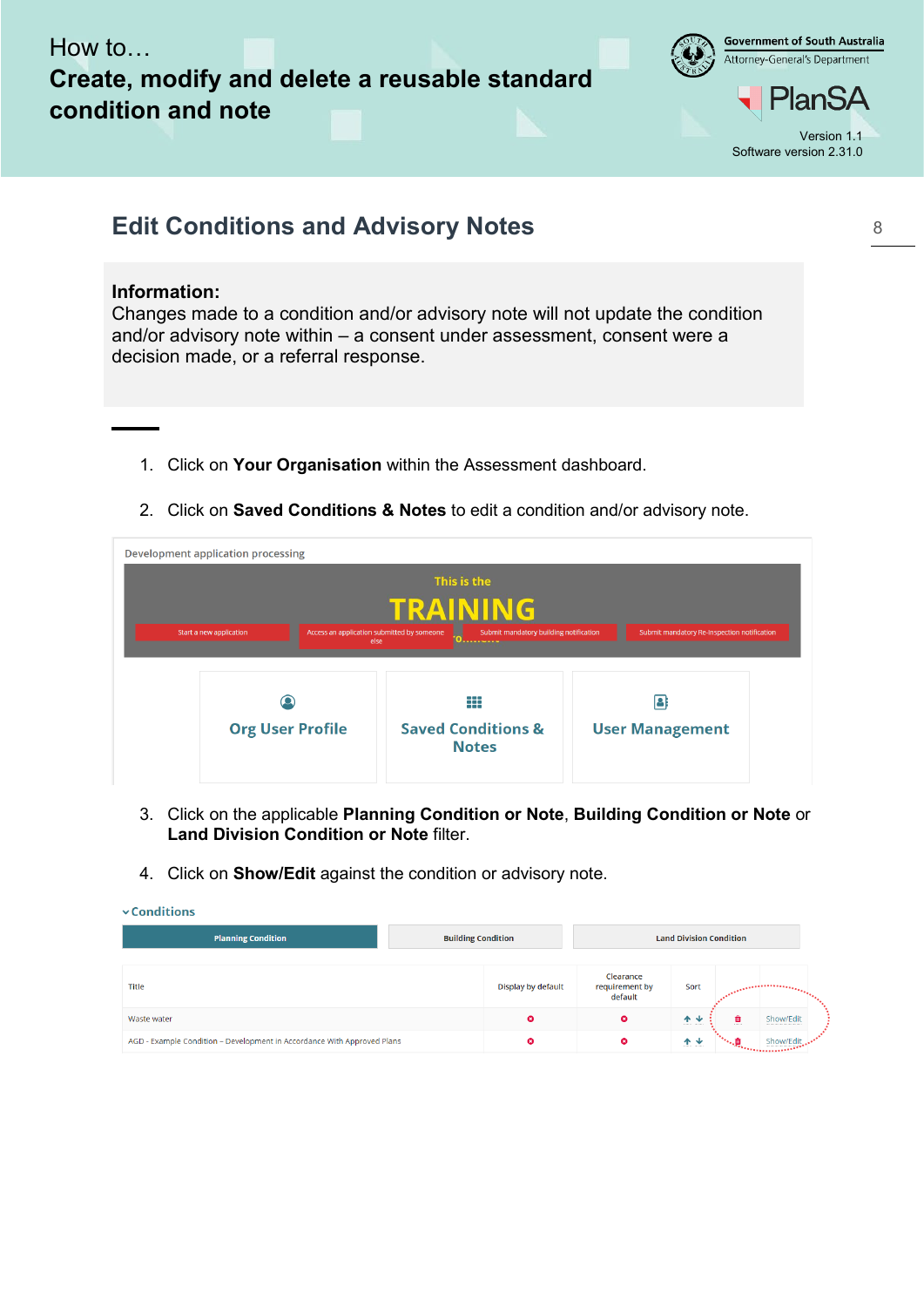## Edit Conditions and Advisory Notes

**Information:**
Changes made to a condition and/or advisory note will not update the condition and/or advisory note within – a consent under assessment, consent were a decision made, or a referral response.

1. Click on **Your Organisation** within the Assessment dashboard.
2. Click on **Saved Conditions & Notes** to edit a condition and/or advisory note.

3. Click on the applicable **Planning Condition or Note**, **Building Condition or Note** or **Land Division Condition or Note** filter.
4. Click on **Show/Edit** against the condition or advisory note.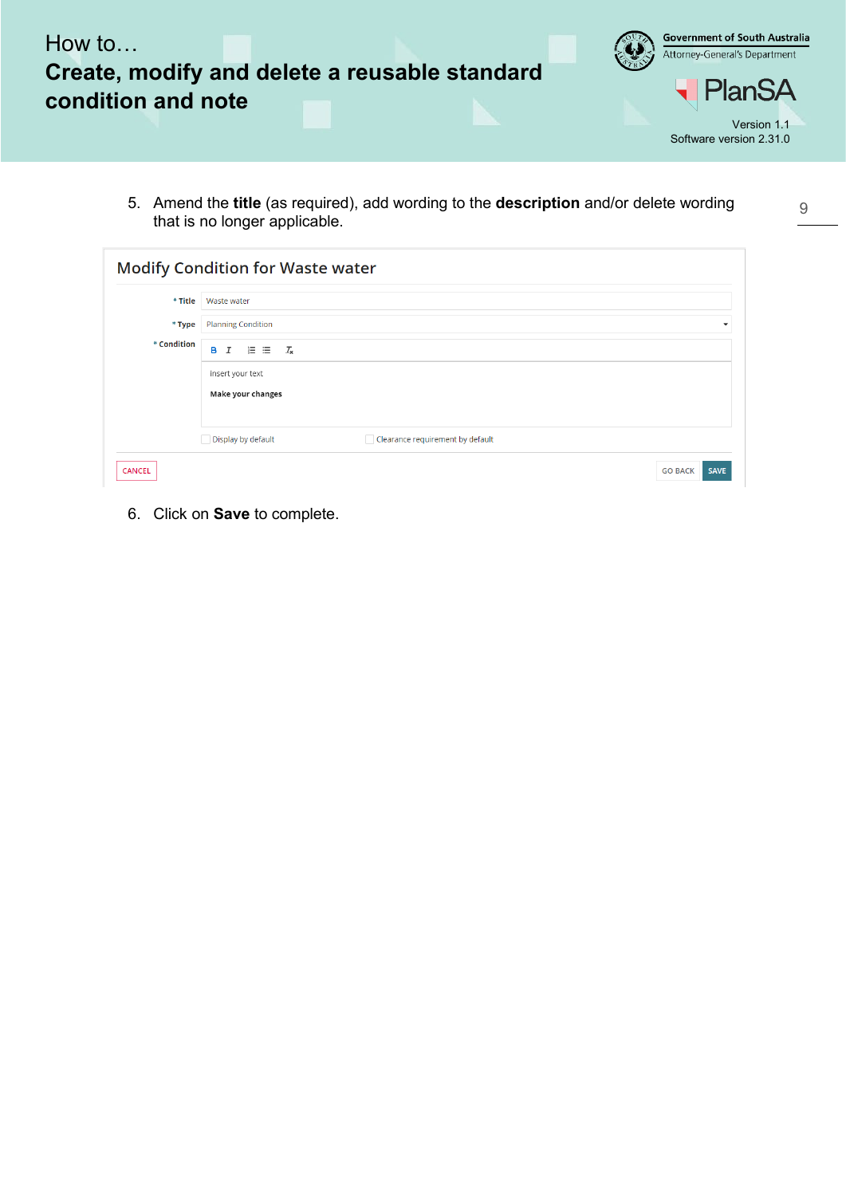5. Amend the **title** (as required), add wording to the **description** and/or delete wording that is no longer applicable.

Modify Condition for Waste water

\* Title: Waste water

\* Type: Planning Condition

\* Condition:

Insert your text

**Make your changes**

Display by default

Clearance requirement by default

CANCEL

GO BACK

SAVE

6. Click on **Save** to complete.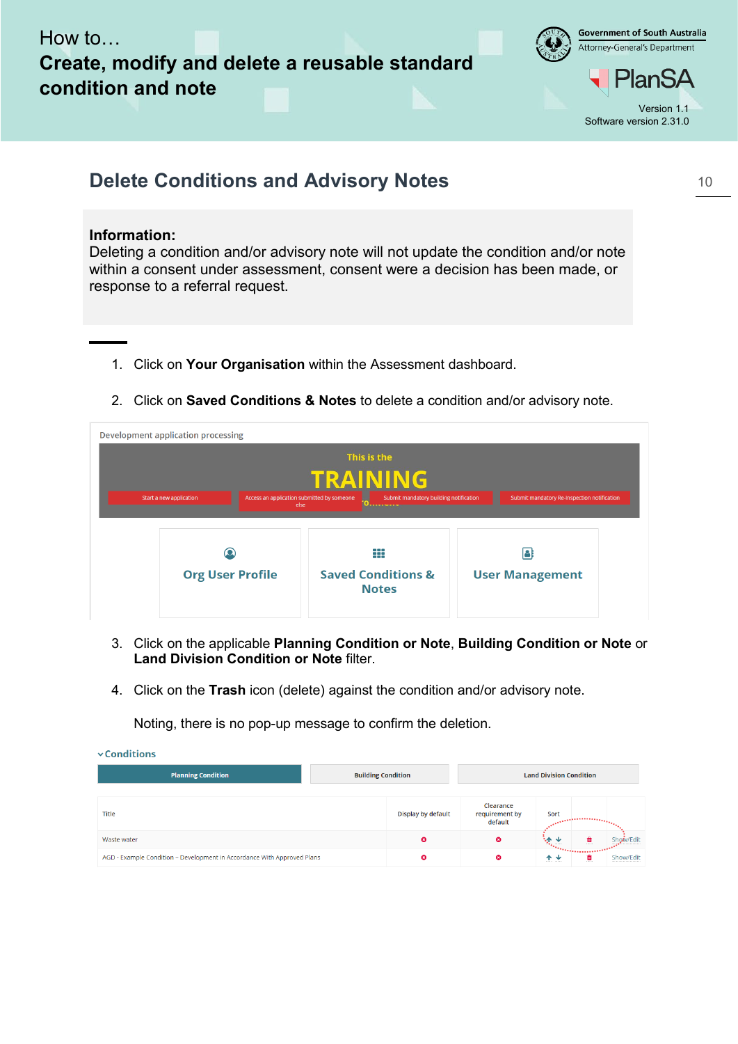## Delete Conditions and Advisory Notes

**Information:**
Deleting a condition and/or advisory note will not update the condition and/or note within a consent under assessment, consent were a decision has been made, or response to a referral request.

1. Click on **Your Organisation** within the Assessment dashboard.

2. Click on **Saved Conditions & Notes** to delete a condition and/or advisory note.

Development application processing

This is the

TRAINING

Start a new application | Access an application submitted by someone else | Submit mandatory building notification | Submit mandatory Re-inspection notification

Org User Profile | Saved Conditions & Notes | User Management

3. Click on the applicable **Planning Condition or Note**, **Building Condition or Note** or **Land Division Condition or Note** filter.

4. Click on the **Trash** icon (delete) against the condition and/or advisory note.

   Noting, there is no pop-up message to confirm the deletion.

Conditions

Planning Condition | Building Condition | Land Division Condition

| Title | Display by default | Clearance requirement by default | Sort | | |
|---|---|---|---|---|---|
| Waste water | | | | | Show/Edit |
| AGD - Example Condition – Development In Accordance With Approved Plans | | | | | Show/Edit |